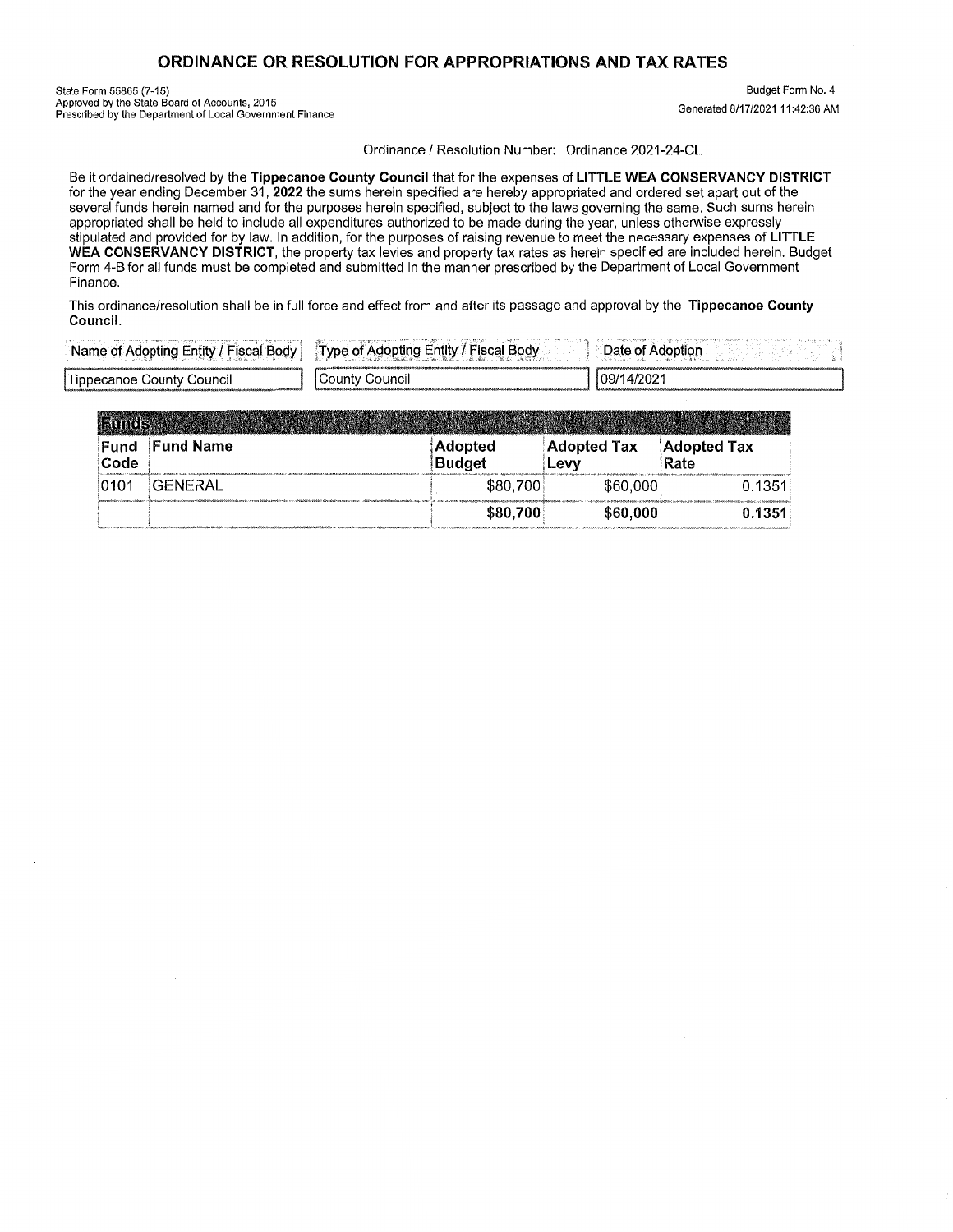# ORDINANCE OR RESOLUTION FOR APPROPRIATIONS AND TAX RATES

State Form 55865 (7-15)
Approved by the State Board of Accounts, 2015
Prescribed by the Department of Local Government Finance

Budget Form No. 4
Generated 8/17/2021 11:42:36 AM

Ordinance / Resolution Number: Ordinance 2021-24-CL

Be it ordained/resolved by the **Tippecanoe County Council** that for the expenses of **LITTLE WEA CONSERVANCY DISTRICT** for the year ending December 31, **2022** the sums herein specified are hereby appropriated and ordered set apart out of the several funds herein named and for the purposes herein specified, subject to the laws governing the same. Such sums herein appropriated shall be held to include all expenditures authorized to be made during the year, unless otherwise expressly stipulated and provided for by law. In addition, for the purposes of raising revenue to meet the necessary expenses of **LITTLE WEA CONSERVANCY DISTRICT**, the property tax levies and property tax rates as herein specified are included herein. Budget Form 4-B for all funds must be completed and submitted in the manner prescribed by the Department of Local Government Finance.

This ordinance/resolution shall be in full force and effect from and after its passage and approval by the **Tippecanoe County Council**.

| Name of Adopting Entity / Fiscal Body | Type of Adopting Entity / Fiscal Body | Date of Adoption |
|---|---|---|
| Tippecanoe County Council | County Council | 09/14/2021 |

**Funds**

| Fund Code | Fund Name | Adopted Budget | Adopted Tax Levy | Adopted Tax Rate |
|---|---|---|---|---|
| 0101 | GENERAL | $80,700 | $60,000 | 0.1351 |
| | | **$80,700** | **$60,000** | **0.1351** |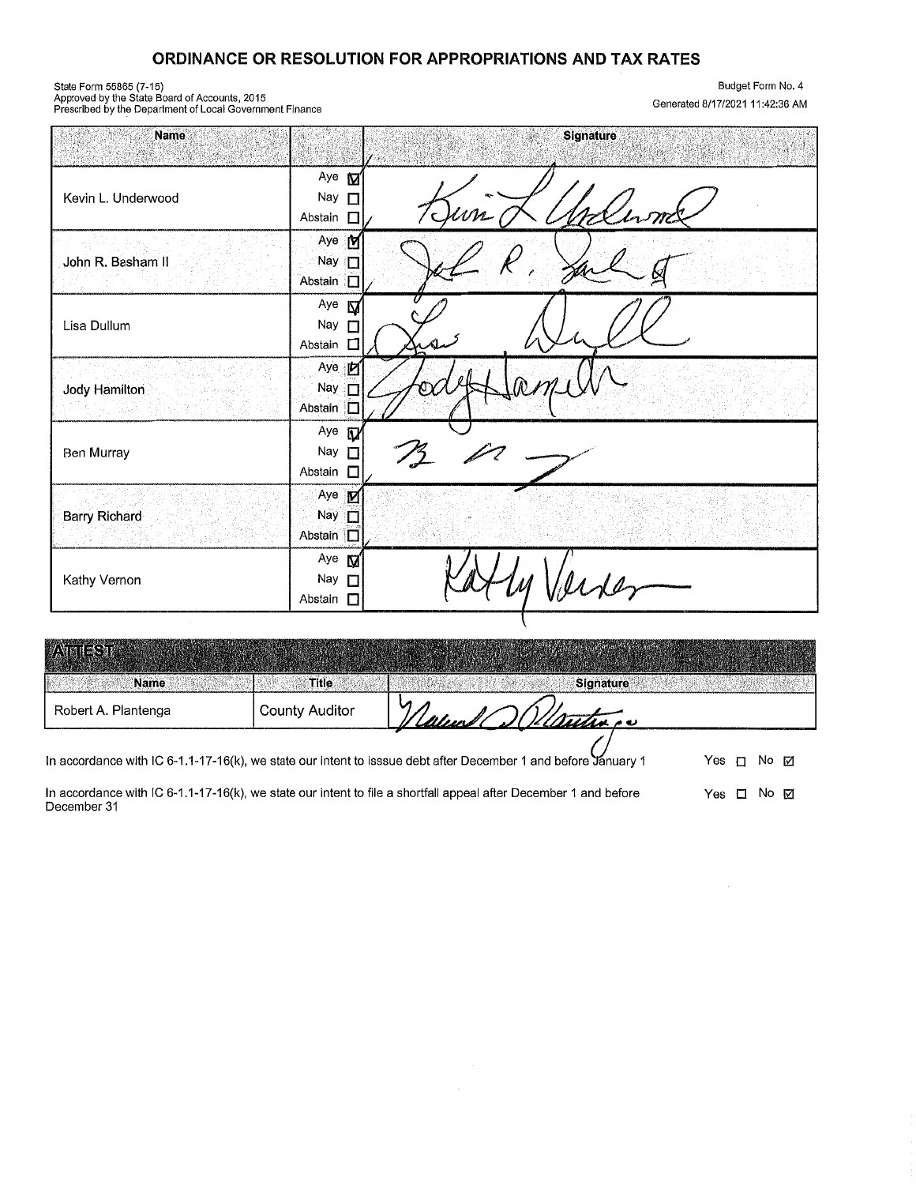# ORDINANCE OR RESOLUTION FOR APPROPRIATIONS AND TAX RATES

State Form 55865 (7-15)
Approved by the State Board of Accounts, 2015
Prescribed by the Department of Local Government Finance

Budget Form No. 4
Generated 8/17/2021 11:42:36 AM

| Name | | Signature |
|---|---|---|
| Kevin L. Underwood | Aye ☑ Nay ☐ Abstain ☐ | Kevin L Underwood |
| John R. Basham II | Aye ☑ Nay ☐ Abstain ☐ | John R. Basham II |
| Lisa Dullum | Aye ☑ Nay ☐ Abstain ☐ | Lisa Dullum |
| Jody Hamilton | Aye ☑ Nay ☐ Abstain ☐ | Jody Hamilton |
| Ben Murray | Aye ☑ Nay ☐ Abstain ☐ | B M |
| Barry Richard | Aye ☑ Nay ☐ Abstain ☐ | |
| Kathy Vernon | Aye ☑ Nay ☐ Abstain ☐ | Kathy Vernon |

## ATTEST

| Name | Title | Signature |
|---|---|---|
| Robert A. Plantenga | County Auditor | Robert A. Plantenga |

In accordance with IC 6-1.1-17-16(k), we state our intent to isssue debt after December 1 and before January 1 Yes ☐ No ☑

In accordance with IC 6-1.1-17-16(k), we state our intent to file a shortfall appeal after December 1 and before December 31 Yes ☐ No ☑